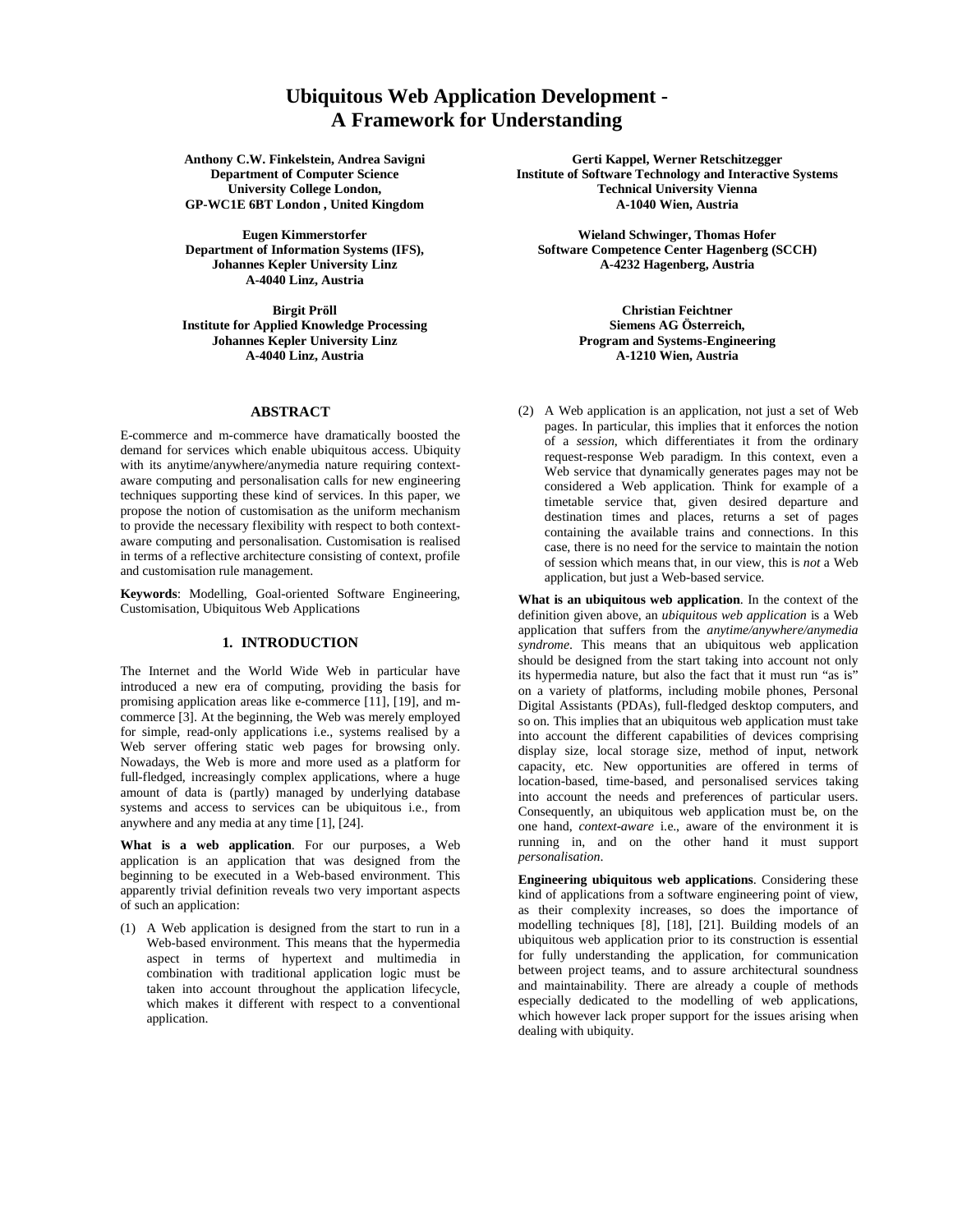# Ubiquitous Web Application Development - A Framework for Understanding

**Anthony C.W. Finkelstein, Andrea Savigni**
**Department of Computer Science**
**University College London,**
**GP-WC1E 6BT London , United Kingdom**

**Gerti Kappel, Werner Retschitzegger**
**Institute of Software Technology and Interactive Systems**
**Technical University Vienna**
**A-1040 Wien, Austria**

**Eugen Kimmerstorfer**
**Department of Information Systems (IFS),**
**Johannes Kepler University Linz**
**A-4040 Linz, Austria**

**Wieland Schwinger, Thomas Hofer**
**Software Competence Center Hagenberg (SCCH)**
**A-4232 Hagenberg, Austria**

**Birgit Pröll**
**Institute for Applied Knowledge Processing**
**Johannes Kepler University Linz**
**A-4040 Linz, Austria**

**Christian Feichtner**
**Siemens AG Österreich,**
**Program and Systems-Engineering**
**A-1210 Wien, Austria**

## ABSTRACT

E-commerce and m-commerce have dramatically boosted the demand for services which enable ubiquitous access. Ubiquity with its anytime/anywhere/anymedia nature requiring context-aware computing and personalisation calls for new engineering techniques supporting these kind of services. In this paper, we propose the notion of customisation as the uniform mechanism to provide the necessary flexibility with respect to both context-aware computing and personalisation. Customisation is realised in terms of a reflective architecture consisting of context, profile and customisation rule management.

**Keywords**: Modelling, Goal-oriented Software Engineering, Customisation, Ubiquitous Web Applications

## 1. INTRODUCTION

The Internet and the World Wide Web in particular have introduced a new era of computing, providing the basis for promising application areas like e-commerce [11], [19], and m-commerce [3]. At the beginning, the Web was merely employed for simple, read-only applications i.e., systems realised by a Web server offering static web pages for browsing only. Nowadays, the Web is more and more used as a platform for full-fledged, increasingly complex applications, where a huge amount of data is (partly) managed by underlying database systems and access to services can be ubiquitous i.e., from anywhere and any media at any time [1], [24].

**What is a web application**. For our purposes, a Web application is an application that was designed from the beginning to be executed in a Web-based environment. This apparently trivial definition reveals two very important aspects of such an application:

(1) A Web application is designed from the start to run in a Web-based environment. This means that the hypermedia aspect in terms of hypertext and multimedia in combination with traditional application logic must be taken into account throughout the application lifecycle, which makes it different with respect to a conventional application.

(2) A Web application is an application, not just a set of Web pages. In particular, this implies that it enforces the notion of a *session*, which differentiates it from the ordinary request-response Web paradigm. In this context, even a Web service that dynamically generates pages may not be considered a Web application. Think for example of a timetable service that, given desired departure and destination times and places, returns a set of pages containing the available trains and connections. In this case, there is no need for the service to maintain the notion of session which means that, in our view, this is *not* a Web application, but just a Web-based service.

**What is an ubiquitous web application**. In the context of the definition given above, an *ubiquitous web application* is a Web application that suffers from the *anytime/anywhere/anymedia syndrome*. This means that an ubiquitous web application should be designed from the start taking into account not only its hypermedia nature, but also the fact that it must run "as is" on a variety of platforms, including mobile phones, Personal Digital Assistants (PDAs), full-fledged desktop computers, and so on. This implies that an ubiquitous web application must take into account the different capabilities of devices comprising display size, local storage size, method of input, network capacity, etc. New opportunities are offered in terms of location-based, time-based, and personalised services taking into account the needs and preferences of particular users. Consequently, an ubiquitous web application must be, on the one hand, *context-aware* i.e., aware of the environment it is running in, and on the other hand it must support *personalisation*.

**Engineering ubiquitous web applications**. Considering these kind of applications from a software engineering point of view, as their complexity increases, so does the importance of modelling techniques [8], [18], [21]. Building models of an ubiquitous web application prior to its construction is essential for fully understanding the application, for communication between project teams, and to assure architectural soundness and maintainability. There are already a couple of methods especially dedicated to the modelling of web applications, which however lack proper support for the issues arising when dealing with ubiquity.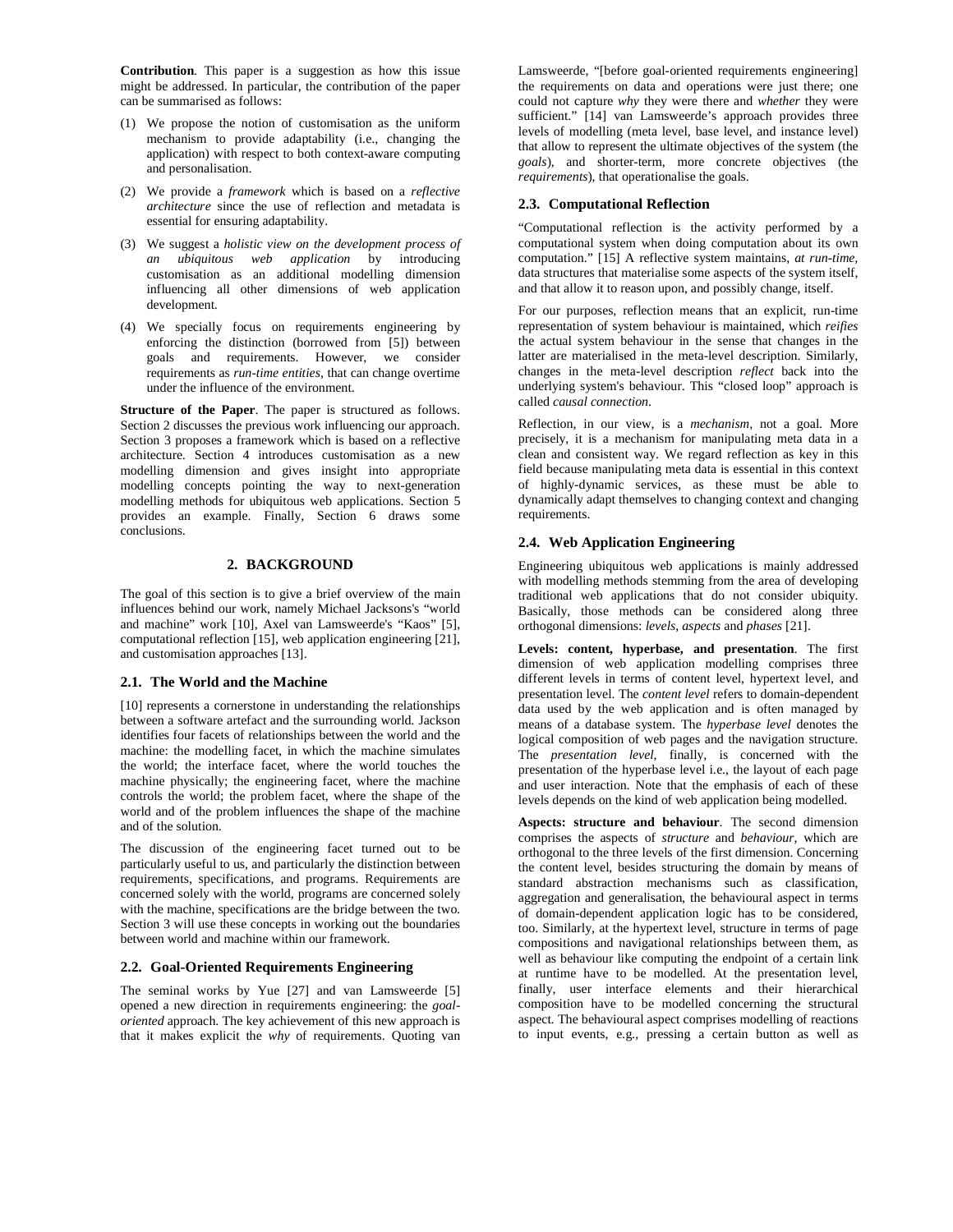**Contribution**. This paper is a suggestion as how this issue might be addressed. In particular, the contribution of the paper can be summarised as follows:

(1) We propose the notion of customisation as the uniform mechanism to provide adaptability (i.e., changing the application) with respect to both context-aware computing and personalisation.

(2) We provide a *framework* which is based on a *reflective architecture* since the use of reflection and metadata is essential for ensuring adaptability.

(3) We suggest a *holistic view on the development process of an ubiquitous web application* by introducing customisation as an additional modelling dimension influencing all other dimensions of web application development.

(4) We specially focus on requirements engineering by enforcing the distinction (borrowed from [5]) between goals and requirements. However, we consider requirements as *run-time entities*, that can change overtime under the influence of the environment.

**Structure of the Paper**. The paper is structured as follows. Section 2 discusses the previous work influencing our approach. Section 3 proposes a framework which is based on a reflective architecture. Section 4 introduces customisation as a new modelling dimension and gives insight into appropriate modelling concepts pointing the way to next-generation modelling methods for ubiquitous web applications. Section 5 provides an example. Finally, Section 6 draws some conclusions.

## 2. BACKGROUND

The goal of this section is to give a brief overview of the main influences behind our work, namely Michael Jacksons's "world and machine" work [10], Axel van Lamsweerde's "Kaos" [5], computational reflection [15], web application engineering [21], and customisation approaches [13].

### 2.1. The World and the Machine

[10] represents a cornerstone in understanding the relationships between a software artefact and the surrounding world. Jackson identifies four facets of relationships between the world and the machine: the modelling facet, in which the machine simulates the world; the interface facet, where the world touches the machine physically; the engineering facet, where the machine controls the world; the problem facet, where the shape of the world and of the problem influences the shape of the machine and of the solution.

The discussion of the engineering facet turned out to be particularly useful to us, and particularly the distinction between requirements, specifications, and programs. Requirements are concerned solely with the world, programs are concerned solely with the machine, specifications are the bridge between the two. Section 3 will use these concepts in working out the boundaries between world and machine within our framework.

### 2.2. Goal-Oriented Requirements Engineering

The seminal works by Yue [27] and van Lamsweerde [5] opened a new direction in requirements engineering: the *goal-oriented* approach. The key achievement of this new approach is that it makes explicit the *why* of requirements. Quoting van Lamsweerde, "[before goal-oriented requirements engineering] the requirements on data and operations were just there; one could not capture *why* they were there and *whether* they were sufficient." [14] van Lamsweerde's approach provides three levels of modelling (meta level, base level, and instance level) that allow to represent the ultimate objectives of the system (the *goals*), and shorter-term, more concrete objectives (the *requirements*), that operationalise the goals.

### 2.3. Computational Reflection

"Computational reflection is the activity performed by a computational system when doing computation about its own computation." [15] A reflective system maintains, *at run-time*, data structures that materialise some aspects of the system itself, and that allow it to reason upon, and possibly change, itself.

For our purposes, reflection means that an explicit, run-time representation of system behaviour is maintained, which *reifies* the actual system behaviour in the sense that changes in the latter are materialised in the meta-level description. Similarly, changes in the meta-level description *reflect* back into the underlying system's behaviour. This "closed loop" approach is called *causal connection*.

Reflection, in our view, is a *mechanism*, not a goal. More precisely, it is a mechanism for manipulating meta data in a clean and consistent way. We regard reflection as key in this field because manipulating meta data is essential in this context of highly-dynamic services, as these must be able to dynamically adapt themselves to changing context and changing requirements.

### 2.4. Web Application Engineering

Engineering ubiquitous web applications is mainly addressed with modelling methods stemming from the area of developing traditional web applications that do not consider ubiquity. Basically, those methods can be considered along three orthogonal dimensions: *levels*, *aspects* and *phases* [21].

**Levels: content, hyperbase, and presentation**. The first dimension of web application modelling comprises three different levels in terms of content level, hypertext level, and presentation level. The *content level* refers to domain-dependent data used by the web application and is often managed by means of a database system. The *hyperbase level* denotes the logical composition of web pages and the navigation structure. The *presentation level*, finally, is concerned with the presentation of the hyperbase level i.e., the layout of each page and user interaction. Note that the emphasis of each of these levels depends on the kind of web application being modelled.

**Aspects: structure and behaviour**. The second dimension comprises the aspects of *structure* and *behaviour*, which are orthogonal to the three levels of the first dimension. Concerning the content level, besides structuring the domain by means of standard abstraction mechanisms such as classification, aggregation and generalisation, the behavioural aspect in terms of domain-dependent application logic has to be considered, too. Similarly, at the hypertext level, structure in terms of page compositions and navigational relationships between them, as well as behaviour like computing the endpoint of a certain link at runtime have to be modelled. At the presentation level, finally, user interface elements and their hierarchical composition have to be modelled concerning the structural aspect. The behavioural aspect comprises modelling of reactions to input events, e.g., pressing a certain button as well as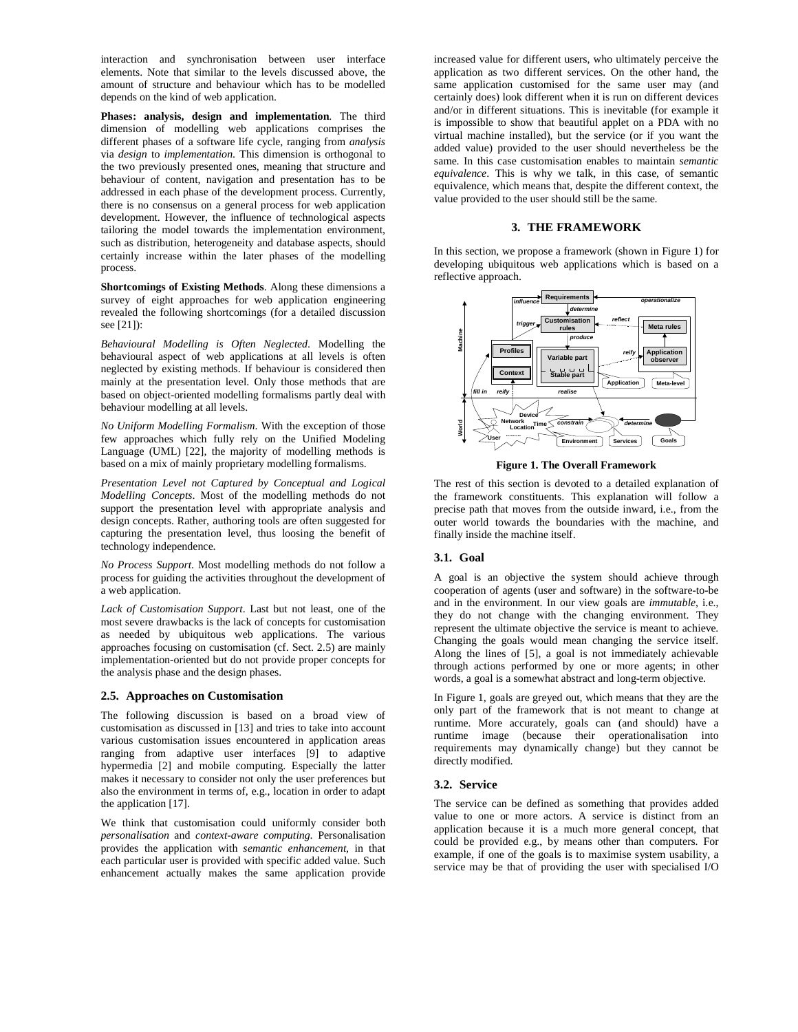interaction and synchronisation between user interface elements. Note that similar to the levels discussed above, the amount of structure and behaviour which has to be modelled depends on the kind of web application.

**Phases: analysis, design and implementation**. The third dimension of modelling web applications comprises the different phases of a software life cycle, ranging from *analysis* via *design* to *implementation*. This dimension is orthogonal to the two previously presented ones, meaning that structure and behaviour of content, navigation and presentation has to be addressed in each phase of the development process. Currently, there is no consensus on a general process for web application development. However, the influence of technological aspects tailoring the model towards the implementation environment, such as distribution, heterogeneity and database aspects, should certainly increase within the later phases of the modelling process.

**Shortcomings of Existing Methods**. Along these dimensions a survey of eight approaches for web application engineering revealed the following shortcomings (for a detailed discussion see [21]):

*Behavioural Modelling is Often Neglected*. Modelling the behavioural aspect of web applications at all levels is often neglected by existing methods. If behaviour is considered then mainly at the presentation level. Only those methods that are based on object-oriented modelling formalisms partly deal with behaviour modelling at all levels.

*No Uniform Modelling Formalism*. With the exception of those few approaches which fully rely on the Unified Modeling Language (UML) [22], the majority of modelling methods is based on a mix of mainly proprietary modelling formalisms.

*Presentation Level not Captured by Conceptual and Logical Modelling Concepts*. Most of the modelling methods do not support the presentation level with appropriate analysis and design concepts. Rather, authoring tools are often suggested for capturing the presentation level, thus loosing the benefit of technology independence.

*No Process Support*. Most modelling methods do not follow a process for guiding the activities throughout the development of a web application.

*Lack of Customisation Support*. Last but not least, one of the most severe drawbacks is the lack of concepts for customisation as needed by ubiquitous web applications. The various approaches focusing on customisation (cf. Sect. 2.5) are mainly implementation-oriented but do not provide proper concepts for the analysis phase and the design phases.

### 2.5. Approaches on Customisation

The following discussion is based on a broad view of customisation as discussed in [13] and tries to take into account various customisation issues encountered in application areas ranging from adaptive user interfaces [9] to adaptive hypermedia [2] and mobile computing. Especially the latter makes it necessary to consider not only the user preferences but also the environment in terms of, e.g., location in order to adapt the application [17].

We think that customisation could uniformly consider both *personalisation* and *context-aware computing*. Personalisation provides the application with *semantic enhancement*, in that each particular user is provided with specific added value. Such enhancement actually makes the same application provide increased value for different users, who ultimately perceive the application as two different services. On the other hand, the same application customised for the same user may (and certainly does) look different when it is run on different devices and/or in different situations. This is inevitable (for example it is impossible to show that beautiful applet on a PDA with no virtual machine installed), but the service (or if you want the added value) provided to the user should nevertheless be the same. In this case customisation enables to maintain *semantic equivalence*. This is why we talk, in this case, of semantic equivalence, which means that, despite the different context, the value provided to the user should still be the same.

## 3. THE FRAMEWORK

In this section, we propose a framework (shown in Figure 1) for developing ubiquitous web applications which is based on a reflective approach.

**Figure 1. The Overall Framework**

The rest of this section is devoted to a detailed explanation of the framework constituents. This explanation will follow a precise path that moves from the outside inward, i.e., from the outer world towards the boundaries with the machine, and finally inside the machine itself.

### 3.1. Goal

A goal is an objective the system should achieve through cooperation of agents (user and software) in the software-to-be and in the environment. In our view goals are *immutable*, i.e., they do not change with the changing environment. They represent the ultimate objective the service is meant to achieve. Changing the goals would mean changing the service itself. Along the lines of [5], a goal is not immediately achievable through actions performed by one or more agents; in other words, a goal is a somewhat abstract and long-term objective.

In Figure 1, goals are greyed out, which means that they are the only part of the framework that is not meant to change at runtime. More accurately, goals can (and should) have a runtime image (because their operationalisation into requirements may dynamically change) but they cannot be directly modified.

### 3.2. Service

The service can be defined as something that provides added value to one or more actors. A service is distinct from an application because it is a much more general concept, that could be provided e.g., by means other than computers. For example, if one of the goals is to maximise system usability, a service may be that of providing the user with specialised I/O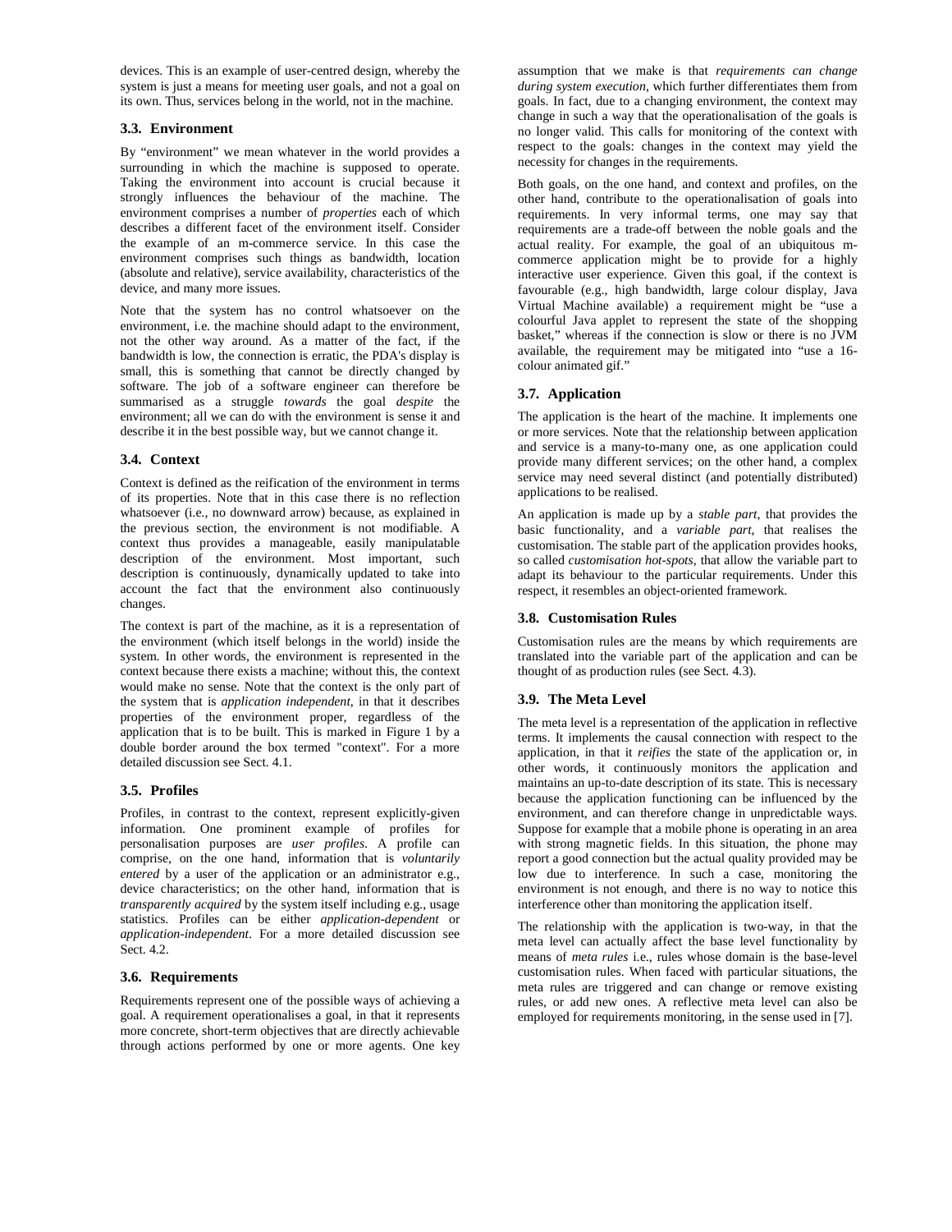devices. This is an example of user-centred design, whereby the system is just a means for meeting user goals, and not a goal on its own. Thus, services belong in the world, not in the machine.

### 3.3. Environment

By "environment" we mean whatever in the world provides a surrounding in which the machine is supposed to operate. Taking the environment into account is crucial because it strongly influences the behaviour of the machine. The environment comprises a number of *properties* each of which describes a different facet of the environment itself. Consider the example of an m-commerce service. In this case the environment comprises such things as bandwidth, location (absolute and relative), service availability, characteristics of the device, and many more issues.

Note that the system has no control whatsoever on the environment, i.e. the machine should adapt to the environment, not the other way around. As a matter of the fact, if the bandwidth is low, the connection is erratic, the PDA's display is small, this is something that cannot be directly changed by software. The job of a software engineer can therefore be summarised as a struggle *towards* the goal *despite* the environment; all we can do with the environment is sense it and describe it in the best possible way, but we cannot change it.

### 3.4. Context

Context is defined as the reification of the environment in terms of its properties. Note that in this case there is no reflection whatsoever (i.e., no downward arrow) because, as explained in the previous section, the environment is not modifiable. A context thus provides a manageable, easily manipulatable description of the environment. Most important, such description is continuously, dynamically updated to take into account the fact that the environment also continuously changes.

The context is part of the machine, as it is a representation of the environment (which itself belongs in the world) inside the system. In other words, the environment is represented in the context because there exists a machine; without this, the context would make no sense. Note that the context is the only part of the system that is *application independent*, in that it describes properties of the environment proper, regardless of the application that is to be built. This is marked in Figure 1 by a double border around the box termed "context". For a more detailed discussion see Sect. 4.1.

### 3.5. Profiles

Profiles, in contrast to the context, represent explicitly-given information. One prominent example of profiles for personalisation purposes are *user profiles*. A profile can comprise, on the one hand, information that is *voluntarily entered* by a user of the application or an administrator e.g., device characteristics; on the other hand, information that is *transparently acquired* by the system itself including e.g., usage statistics. Profiles can be either *application-dependent* or *application-independent*. For a more detailed discussion see Sect. 4.2.

### 3.6. Requirements

Requirements represent one of the possible ways of achieving a goal. A requirement operationalises a goal, in that it represents more concrete, short-term objectives that are directly achievable through actions performed by one or more agents. One key assumption that we make is that *requirements can change during system execution*, which further differentiates them from goals. In fact, due to a changing environment, the context may change in such a way that the operationalisation of the goals is no longer valid. This calls for monitoring of the context with respect to the goals: changes in the context may yield the necessity for changes in the requirements.

Both goals, on the one hand, and context and profiles, on the other hand, contribute to the operationalisation of goals into requirements. In very informal terms, one may say that requirements are a trade-off between the noble goals and the actual reality. For example, the goal of an ubiquitous m-commerce application might be to provide for a highly interactive user experience. Given this goal, if the context is favourable (e.g., high bandwidth, large colour display, Java Virtual Machine available) a requirement might be "use a colourful Java applet to represent the state of the shopping basket," whereas if the connection is slow or there is no JVM available, the requirement may be mitigated into "use a 16-colour animated gif."

### 3.7. Application

The application is the heart of the machine. It implements one or more services. Note that the relationship between application and service is a many-to-many one, as one application could provide many different services; on the other hand, a complex service may need several distinct (and potentially distributed) applications to be realised.

An application is made up by a *stable part*, that provides the basic functionality, and a *variable part*, that realises the customisation. The stable part of the application provides hooks, so called *customisation hot-spots*, that allow the variable part to adapt its behaviour to the particular requirements. Under this respect, it resembles an object-oriented framework.

### 3.8. Customisation Rules

Customisation rules are the means by which requirements are translated into the variable part of the application and can be thought of as production rules (see Sect. 4.3).

### 3.9. The Meta Level

The meta level is a representation of the application in reflective terms. It implements the causal connection with respect to the application, in that it *reifies* the state of the application or, in other words, it continuously monitors the application and maintains an up-to-date description of its state. This is necessary because the application functioning can be influenced by the environment, and can therefore change in unpredictable ways. Suppose for example that a mobile phone is operating in an area with strong magnetic fields. In this situation, the phone may report a good connection but the actual quality provided may be low due to interference. In such a case, monitoring the environment is not enough, and there is no way to notice this interference other than monitoring the application itself.

The relationship with the application is two-way, in that the meta level can actually affect the base level functionality by means of *meta rules* i.e., rules whose domain is the base-level customisation rules. When faced with particular situations, the meta rules are triggered and can change or remove existing rules, or add new ones. A reflective meta level can also be employed for requirements monitoring, in the sense used in [7].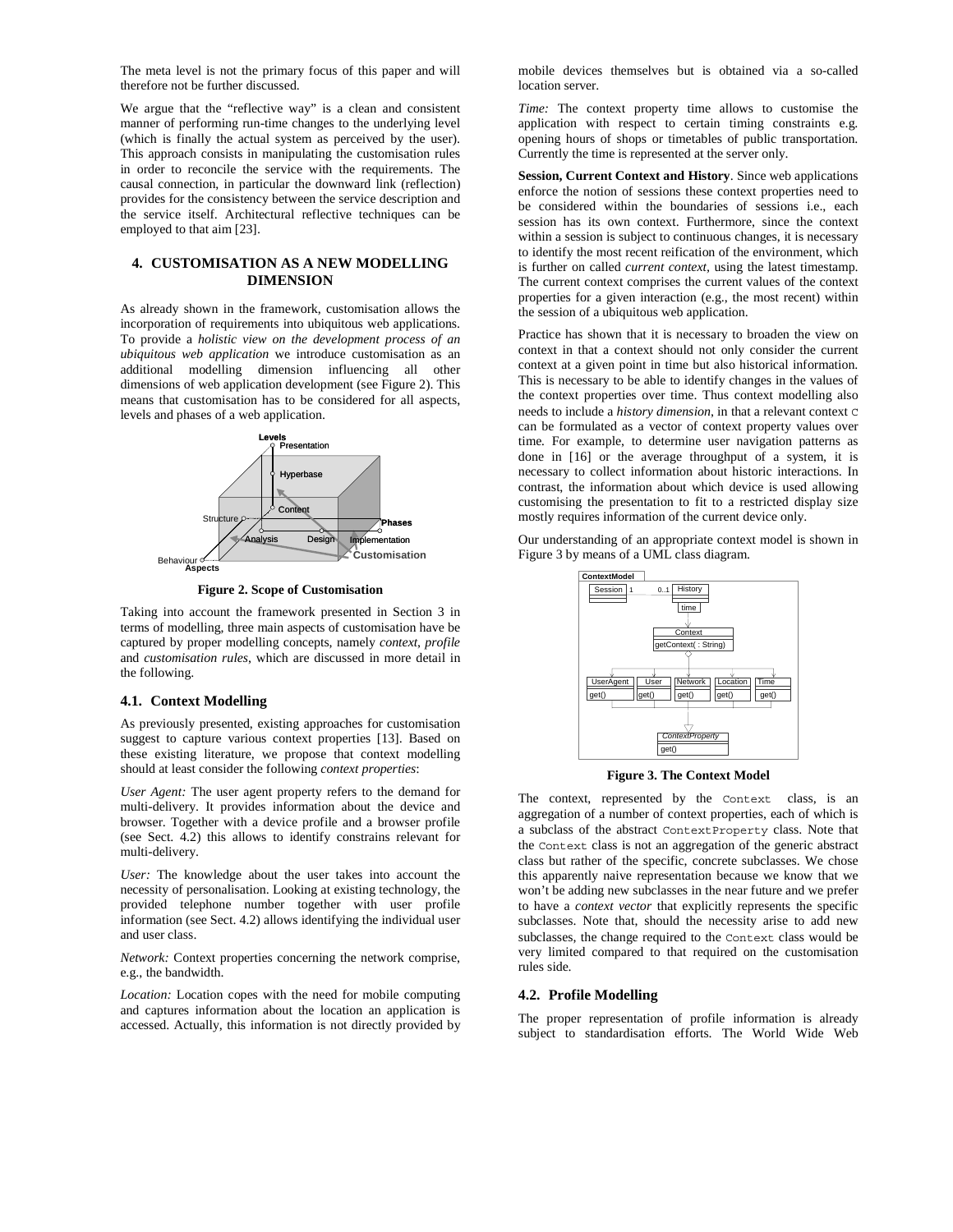The meta level is not the primary focus of this paper and will therefore not be further discussed.

We argue that the "reflective way" is a clean and consistent manner of performing run-time changes to the underlying level (which is finally the actual system as perceived by the user). This approach consists in manipulating the customisation rules in order to reconcile the service with the requirements. The causal connection, in particular the downward link (reflection) provides for the consistency between the service description and the service itself. Architectural reflective techniques can be employed to that aim [23].

## 4. CUSTOMISATION AS A NEW MODELLING DIMENSION

As already shown in the framework, customisation allows the incorporation of requirements into ubiquitous web applications. To provide a *holistic view on the development process of an ubiquitous web application* we introduce customisation as an additional modelling dimension influencing all other dimensions of web application development (see Figure 2). This means that customisation has to be considered for all aspects, levels and phases of a web application.

**Figure 2. Scope of Customisation**

Taking into account the framework presented in Section 3 in terms of modelling, three main aspects of customisation have be captured by proper modelling concepts, namely *context*, *profile* and *customisation rules*, which are discussed in more detail in the following.

### 4.1. Context Modelling

As previously presented, existing approaches for customisation suggest to capture various context properties [13]. Based on these existing literature, we propose that context modelling should at least consider the following *context properties*:

*User Agent:* The user agent property refers to the demand for multi-delivery. It provides information about the device and browser. Together with a device profile and a browser profile (see Sect. 4.2) this allows to identify constrains relevant for multi-delivery.

*User:* The knowledge about the user takes into account the necessity of personalisation. Looking at existing technology, the provided telephone number together with user profile information (see Sect. 4.2) allows identifying the individual user and user class.

*Network:* Context properties concerning the network comprise, e.g., the bandwidth.

*Location:* Location copes with the need for mobile computing and captures information about the location an application is accessed. Actually, this information is not directly provided by mobile devices themselves but is obtained via a so-called location server.

*Time:* The context property time allows to customise the application with respect to certain timing constraints e.g. opening hours of shops or timetables of public transportation. Currently the time is represented at the server only.

**Session, Current Context and History**. Since web applications enforce the notion of sessions these context properties need to be considered within the boundaries of sessions i.e., each session has its own context. Furthermore, since the context within a session is subject to continuous changes, it is necessary to identify the most recent reification of the environment, which is further on called *current context*, using the latest timestamp. The current context comprises the current values of the context properties for a given interaction (e.g., the most recent) within the session of a ubiquitous web application.

Practice has shown that it is necessary to broaden the view on context in that a context should not only consider the current context at a given point in time but also historical information. This is necessary to be able to identify changes in the values of the context properties over time. Thus context modelling also needs to include a *history dimension*, in that a relevant context `C` can be formulated as a vector of context property values over time. For example, to determine user navigation patterns as done in [16] or the average throughput of a system, it is necessary to collect information about historic interactions. In contrast, the information about which device is used allowing customising the presentation to fit to a restricted display size mostly requires information of the current device only.

Our understanding of an appropriate context model is shown in Figure 3 by means of a UML class diagram.

**Figure 3. The Context Model**

The context, represented by the `Context` class, is an aggregation of a number of context properties, each of which is a subclass of the abstract `ContextProperty` class. Note that the `Context` class is not an aggregation of the generic abstract class but rather of the specific, concrete subclasses. We chose this apparently naive representation because we know that we won't be adding new subclasses in the near future and we prefer to have a *context vector* that explicitly represents the specific subclasses. Note that, should the necessity arise to add new subclasses, the change required to the `Context` class would be very limited compared to that required on the customisation rules side.

### 4.2. Profile Modelling

The proper representation of profile information is already subject to standardisation efforts. The World Wide Web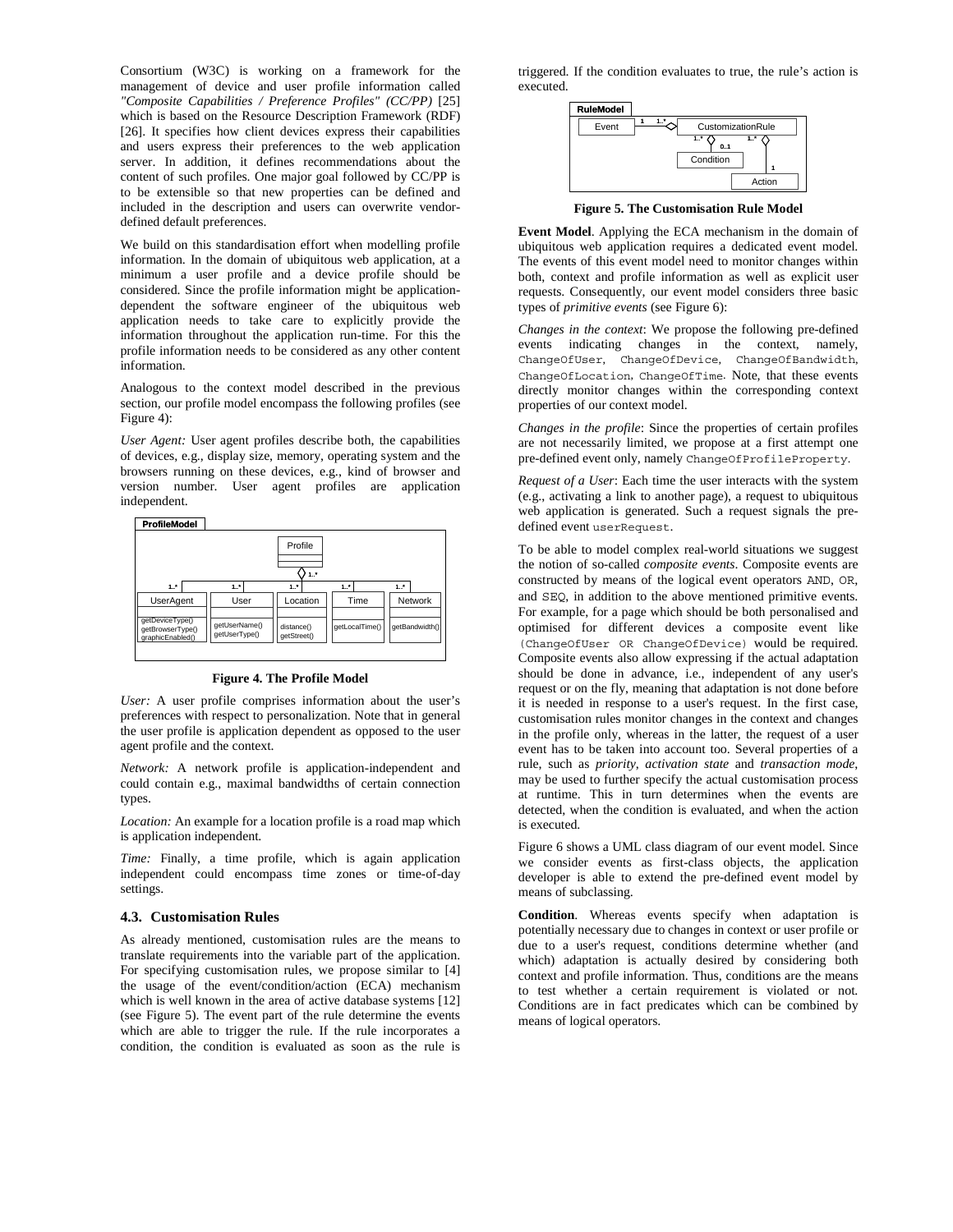Consortium (W3C) is working on a framework for the management of device and user profile information called *"Composite Capabilities / Preference Profiles" (CC/PP)* [25] which is based on the Resource Description Framework (RDF) [26]. It specifies how client devices express their capabilities and users express their preferences to the web application server. In addition, it defines recommendations about the content of such profiles. One major goal followed by CC/PP is to be extensible so that new properties can be defined and included in the description and users can overwrite vendor-defined default preferences.

We build on this standardisation effort when modelling profile information. In the domain of ubiquitous web application, at a minimum a user profile and a device profile should be considered. Since the profile information might be application-dependent the software engineer of the ubiquitous web application needs to take care to explicitly provide the information throughout the application run-time. For this the profile information needs to be considered as any other content information.

Analogous to the context model described in the previous section, our profile model encompass the following profiles (see Figure 4):

*User Agent:* User agent profiles describe both, the capabilities of devices, e.g., display size, memory, operating system and the browsers running on these devices, e.g., kind of browser and version number. User agent profiles are application independent.

**Figure 4. The Profile Model**

*User:* A user profile comprises information about the user's preferences with respect to personalization. Note that in general the user profile is application dependent as opposed to the user agent profile and the context.

*Network:* A network profile is application-independent and could contain e.g., maximal bandwidths of certain connection types.

*Location:* An example for a location profile is a road map which is application independent.

*Time:* Finally, a time profile, which is again application independent could encompass time zones or time-of-day settings.

### 4.3. Customisation Rules

As already mentioned, customisation rules are the means to translate requirements into the variable part of the application. For specifying customisation rules, we propose similar to [4] the usage of the event/condition/action (ECA) mechanism which is well known in the area of active database systems [12] (see Figure 5). The event part of the rule determine the events which are able to trigger the rule. If the rule incorporates a condition, the condition is evaluated as soon as the rule is triggered. If the condition evaluates to true, the rule's action is executed.

**Figure 5. The Customisation Rule Model**

**Event Model**. Applying the ECA mechanism in the domain of ubiquitous web application requires a dedicated event model. The events of this event model need to monitor changes within both, context and profile information as well as explicit user requests. Consequently, our event model considers three basic types of *primitive events* (see Figure 6):

*Changes in the context*: We propose the following pre-defined events indicating changes in the context, namely, `ChangeOfUser`, `ChangeOfDevice`, `ChangeOfBandwidth`, `ChangeOfLocation`, `ChangeOfTime`. Note, that these events directly monitor changes within the corresponding context properties of our context model.

*Changes in the profile*: Since the properties of certain profiles are not necessarily limited, we propose at a first attempt one pre-defined event only, namely `ChangeOfProfileProperty`.

*Request of a User*: Each time the user interacts with the system (e.g., activating a link to another page), a request to ubiquitous web application is generated. Such a request signals the pre-defined event `userRequest`.

To be able to model complex real-world situations we suggest the notion of so-called *composite events*. Composite events are constructed by means of the logical event operators `AND`, `OR`, and `SEQ`, in addition to the above mentioned primitive events. For example, for a page which should be both personalised and optimised for different devices a composite event like `(ChangeOfUser OR ChangeOfDevice)` would be required. Composite events also allow expressing if the actual adaptation should be done in advance, i.e., independent of any user's request or on the fly, meaning that adaptation is not done before it is needed in response to a user's request. In the first case, customisation rules monitor changes in the context and changes in the profile only, whereas in the latter, the request of a user event has to be taken into account too. Several properties of a rule, such as *priority*, *activation state* and *transaction mode*, may be used to further specify the actual customisation process at runtime. This in turn determines when the events are detected, when the condition is evaluated, and when the action is executed.

Figure 6 shows a UML class diagram of our event model. Since we consider events as first-class objects, the application developer is able to extend the pre-defined event model by means of subclassing.

**Condition**. Whereas events specify when adaptation is potentially necessary due to changes in context or user profile or due to a user's request, conditions determine whether (and which) adaptation is actually desired by considering both context and profile information. Thus, conditions are the means to test whether a certain requirement is violated or not. Conditions are in fact predicates which can be combined by means of logical operators.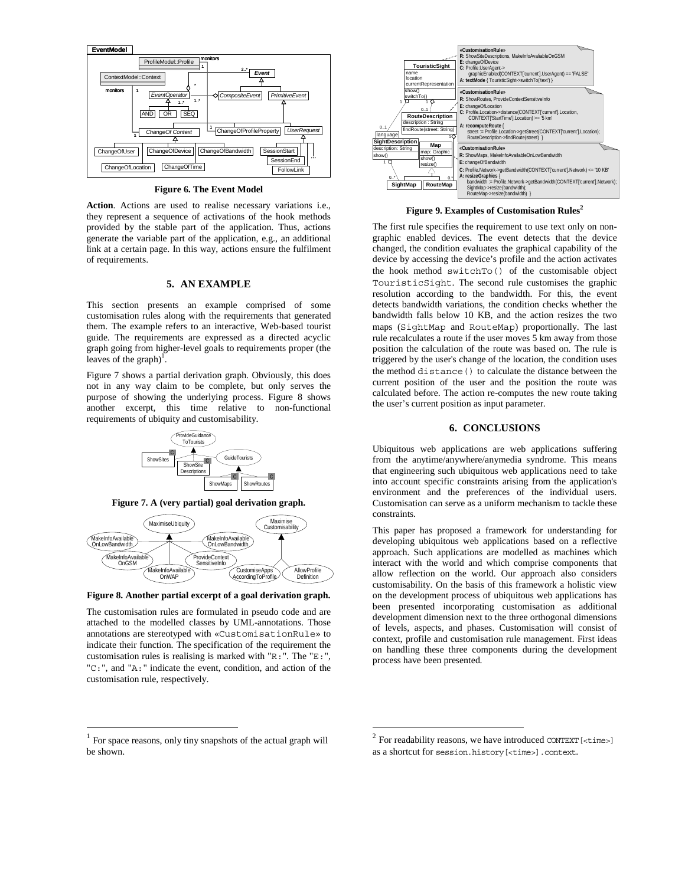**Figure 6. The Event Model**

**Action**. Actions are used to realise necessary variations i.e., they represent a sequence of activations of the hook methods provided by the stable part of the application. Thus, actions generate the variable part of the application, e.g., an additional link at a certain page. In this way, actions ensure the fulfilment of requirements.

## 5. AN EXAMPLE

This section presents an example comprised of some customisation rules along with the requirements that generated them. The example refers to an interactive, Web-based tourist guide. The requirements are expressed as a directed acyclic graph going from higher-level goals to requirements proper (the leaves of the graph)[1].

Figure 7 shows a partial derivation graph. Obviously, this does not in any way claim to be complete, but only serves the purpose of showing the underlying process. Figure 8 shows another excerpt, this time relative to non-functional requirements of ubiquity and customisability.

**Figure 7. A (very partial) goal derivation graph.**

**Figure 8. Another partial excerpt of a goal derivation graph.**

The customisation rules are formulated in pseudo code and are attached to the modelled classes by UML-annotations. Those annotations are stereotyped with `«CustomisationRule»` to indicate their function. The specification of the requirement the customisation rules is realising is marked with "`R:`". The "`E:`", "`C:`", and "`A:`" indicate the event, condition, and action of the customisation rule, respectively.

**Figure 9. Examples of Customisation Rules[2]**

The first rule specifies the requirement to use text only on non-graphic enabled devices. The event detects that the device changed, the condition evaluates the graphical capability of the device by accessing the device's profile and the action activates the hook method `switchTo()` of the customisable object `TouristicSight`. The second rule customises the graphic resolution according to the bandwidth. For this, the event detects bandwidth variations, the condition checks whether the bandwidth falls below 10 KB, and the action resizes the two maps (`SightMap` and `RouteMap`) proportionally. The last rule recalculates a route if the user moves 5 km away from those position the calculation of the route was based on. The rule is triggered by the user's change of the location, the condition uses the method `distance()` to calculate the distance between the current position of the user and the position the route was calculated before. The action re-computes the new route taking the user's current position as input parameter.

## 6. CONCLUSIONS

Ubiquitous web applications are web applications suffering from the anytime/anywhere/anymedia syndrome. This means that engineering such ubiquitous web applications need to take into account specific constraints arising from the application's environment and the preferences of the individual users. Customisation can serve as a uniform mechanism to tackle these constraints.

This paper has proposed a framework for understanding for developing ubiquitous web applications based on a reflective approach. Such applications are modelled as machines which interact with the world and which comprise components that allow reflection on the world. Our approach also considers customisability. On the basis of this framework a holistic view on the development process of ubiquitous web applications has been presented incorporating customisation as additional development dimension next to the three orthogonal dimensions of levels, aspects, and phases. Customisation will consist of context, profile and customisation rule management. First ideas on handling these three components during the development process have been presented.

---

[1] For space reasons, only tiny snapshots of the actual graph will be shown.

[2] For readability reasons, we have introduced `CONTEXT[<time>]` as a shortcut for `session.history[<time>].context`.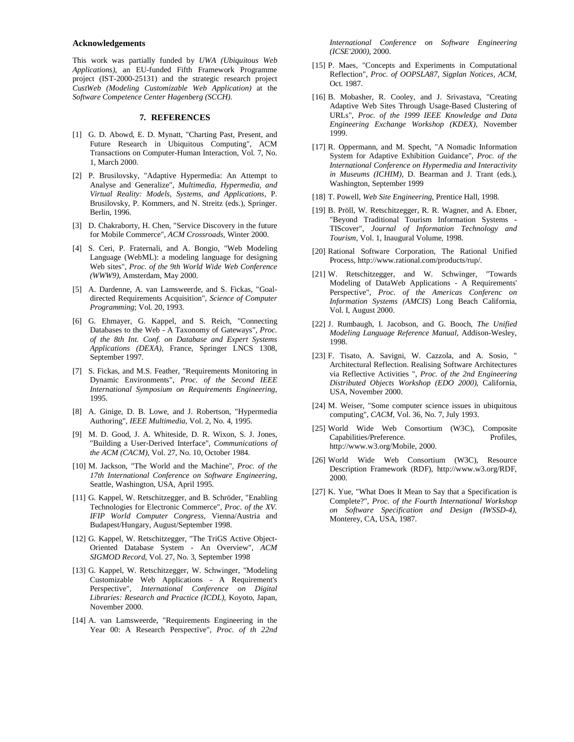**Acknowledgements**

This work was partially funded by *UWA (Ubiquitous Web Applications)*, an EU-funded Fifth Framework Programme project (IST-2000-25131) and the strategic research project *CustWeb (Modeling Customizable Web Application)* at the *Software Competence Center Hagenberg (SCCH)*.

## 7. REFERENCES

[1] G. D. Abowd, E. D. Mynatt, "Charting Past, Present, and Future Research in Ubiquitous Computing", ACM Transactions on Computer-Human Interaction, Vol. 7, No. 1, March 2000.

[2] P. Brusilovsky, "Adaptive Hypermedia: An Attempt to Analyse and Generalize", *Multimedia, Hypermedia, and Virtual Reality: Models, Systems, and Applications*, P. Brusilovsky, P. Kommers, and N. Streitz (eds.), Springer. Berlin, 1996.

[3] D. Chakraborty, H. Chen, "Service Discovery in the future for Mobile Commerce", *ACM Crossroads*, Winter 2000.

[4] S. Ceri, P. Fraternali, and A. Bongio, "Web Modeling Language (WebML): a modeling language for designing Web sites", *Proc. of the 9th World Wide Web Conference (WWW9)*, Amsterdam, May 2000.

[5] A. Dardenne, A. van Lamsweerde, and S. Fickas, "Goal-directed Requirements Acquisition", *Science of Computer Programming*; Vol. 20, 1993.

[6] G. Ehmayer, G. Kappel, and S. Reich, "Connecting Databases to the Web - A Taxonomy of Gateways", *Proc. of the 8th Int. Conf. on Database and Expert Systems Applications (DEXA)*, France, Springer LNCS 1308, September 1997.

[7] S. Fickas, and M.S. Feather, "Requirements Monitoring in Dynamic Environments", *Proc. of the Second IEEE International Symposium on Requirements Engineering*, 1995.

[8] A. Ginige, D. B. Lowe, and J. Robertson, "Hypermedia Authoring", *IEEE Multimedia*, Vol. 2, No. 4, 1995.

[9] M. D. Good, J. A. Whiteside, D. R. Wixon, S. J. Jones, "Building a User-Derived Interface", *Communications of the ACM (CACM)*, Vol. 27, No. 10, October 1984.

[10] M. Jackson, "The World and the Machine", *Proc. of the 17th International Conference on Software Engineering*, Seattle, Washington, USA, April 1995.

[11] G. Kappel, W. Retschitzegger, and B. Schröder, "Enabling Technologies for Electronic Commerce", *Proc. of the XV. IFIP World Computer Congress*, Vienna/Austria and Budapest/Hungary, August/September 1998.

[12] G. Kappel, W. Retschitzegger, "The TriGS Active Object-Oriented Database System - An Overview", *ACM SIGMOD Record*, Vol. 27, No. 3, September 1998

[13] G. Kappel, W. Retschitzegger, W. Schwinger, "Modeling Customizable Web Applications - A Requirement's Perspective", *International Conference on Digital Libraries: Research and Practice (ICDL)*, Koyoto, Japan, November 2000.

[14] A. van Lamsweerde, "Requirements Engineering in the Year 00: A Research Perspective", *Proc. of th 22nd International Conference on Software Engineering (ICSE'2000)*, 2000.

[15] P. Maes, "Concepts and Experiments in Computational Reflection", *Proc. of OOPSLA87, Sigplan Notices, ACM*, Oct. 1987.

[16] B. Mobasher, R. Cooley, and J. Srivastava, "Creating Adaptive Web Sites Through Usage-Based Clustering of URLs", *Proc. of the 1999 IEEE Knowledge and Data Engineering Exchange Workshop (KDEX)*, November 1999.

[17] R. Oppermann, and M. Specht, "A Nomadic Information System for Adaptive Exhibition Guidance", *Proc. of the International Conference on Hypermedia and Interactivity in Museums (ICHIM)*, D. Bearman and J. Trant (eds.), Washington, September 1999

[18] T. Powell, *Web Site Engineering*, Prentice Hall, 1998.

[19] B. Pröll, W. Retschitzegger, R. R. Wagner, and A. Ebner, "Beyond Traditional Tourism Information Systems - TIScover", *Journal of Information Technology and Tourism*, Vol. 1, Inaugural Volume, 1998.

[20] Rational Software Corporation, The Rational Unified Process, http://www.rational.com/products/rup/.

[21] W. Retschitzegger, and W. Schwinger, "Towards Modeling of DataWeb Applications - A Requirements' Perspective", *Proc. of the Americas Conferenc on Information Systems (AMCIS*) Long Beach California, Vol. I, August 2000.

[22] J. Rumbaugh, I. Jacobson, and G. Booch, *The Unified Modeling Language Reference Manual*, Addison-Wesley, 1998.

[23] F. Tisato, A. Savigni, W. Cazzola, and A. Sosio, " Architectural Reflection. Realising Software Architectures via Reflective Activities ", *Proc. of the 2nd Engineering Distributed Objects Workshop (EDO 2000)*, California, USA, November 2000.

[24] M. Weiser, "Some computer science issues in ubiquitous computing", *CACM*, Vol. 36, No. 7, July 1993.

[25] World Wide Web Consortium (W3C), Composite Capabilities/Preference. Profiles, http://www.w3.org/Mobile, 2000.

[26] World Wide Web Consortium (W3C), Resource Description Framework (RDF), http://www.w3.org/RDF, 2000.

[27] K. Yue, "What Does It Mean to Say that a Specification is Complete?", *Proc. of the Fourth International Workshop on Software Specification and Design (IWSSD-4)*, Monterey, CA, USA, 1987.